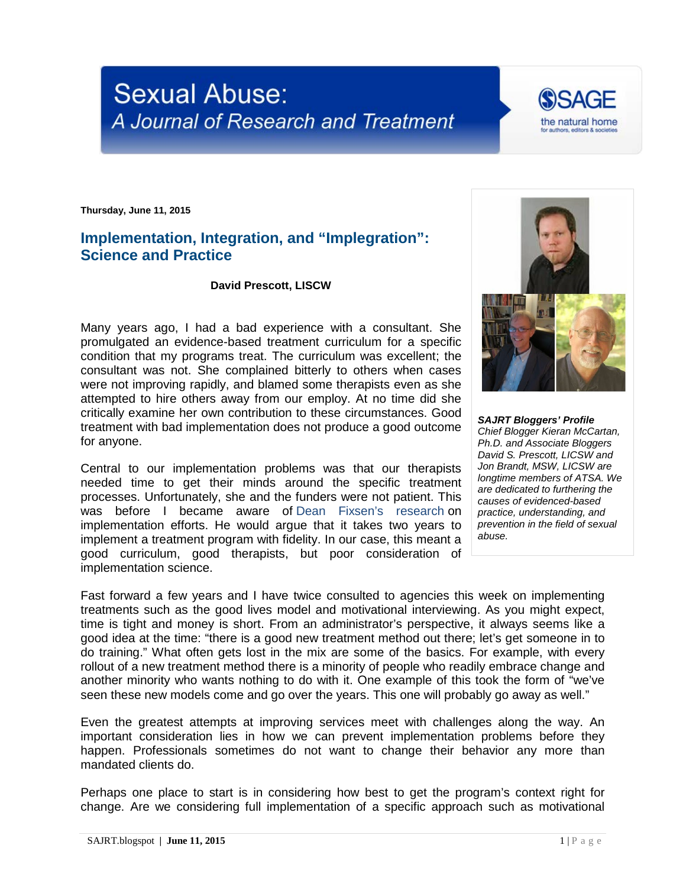# Sexual Abuse: A Journal of Research and Treatment

Thursday, June 11, 2015

## Implementation, Integration, and "Implegration": Science and Practice

**David Prescott, LISCW**

Many years ago, I had a bad experience with a consultant. She promulgated an evidence-based treatment curriculum for a specific condition that my programs treat. The curriculum was excellent; the consultant was not. She complained bitterly to others when cases were not improving rapidly, and blamed some therapists even as she attempted to hire others away from our employ. At no time did she critically examine her own contribution to these circumstances. Good treatment with bad implementation does not produce a good outcome for anyone.

Central to our implementation problems was that our therapists needed time to get their minds around the specific treatment processes. Unfortunately, she and the funders were not patient. This was before I became aware of Dean Fixsen's research on implementation efforts. He would argue that it takes two years to implement a treatment program with fidelity. In our case, this meant a good curriculum, good therapists, but poor consideration of implementation science.

***SAJRT Bloggers' Profile***
*Chief Blogger Kieran McCartan, Ph.D. and Associate Bloggers David S. Prescott, LICSW and Jon Brandt, MSW, LICSW are longtime members of ATSA. We are dedicated to furthering the causes of evidenced-based practice, understanding, and prevention in the field of sexual abuse.*

Fast forward a few years and I have twice consulted to agencies this week on implementing treatments such as the good lives model and motivational interviewing. As you might expect, time is tight and money is short. From an administrator's perspective, it always seems like a good idea at the time: "there is a good new treatment method out there; let's get someone in to do training." What often gets lost in the mix are some of the basics. For example, with every rollout of a new treatment method there is a minority of people who readily embrace change and another minority who wants nothing to do with it. One example of this took the form of "we've seen these new models come and go over the years. This one will probably go away as well."

Even the greatest attempts at improving services meet with challenges along the way. An important consideration lies in how we can prevent implementation problems before they happen. Professionals sometimes do not want to change their behavior any more than mandated clients do.

Perhaps one place to start is in considering how best to get the program's context right for change. Are we considering full implementation of a specific approach such as motivational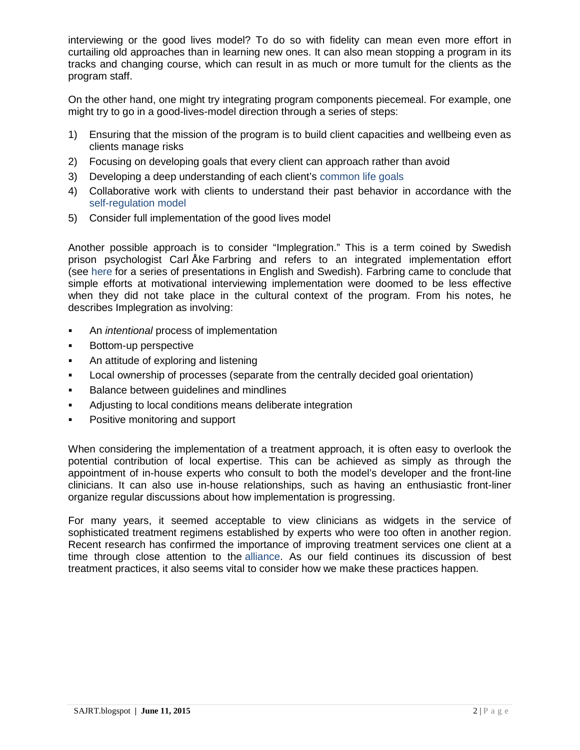interviewing or the good lives model? To do so with fidelity can mean even more effort in curtailing old approaches than in learning new ones. It can also mean stopping a program in its tracks and changing course, which can result in as much or more tumult for the clients as the program staff.

On the other hand, one might try integrating program components piecemeal. For example, one might try to go in a good-lives-model direction through a series of steps:

1) Ensuring that the mission of the program is to build client capacities and wellbeing even as clients manage risks
2) Focusing on developing goals that every client can approach rather than avoid
3) Developing a deep understanding of each client's common life goals
4) Collaborative work with clients to understand their past behavior in accordance with the self-regulation model
5) Consider full implementation of the good lives model

Another possible approach is to consider "Implegration." This is a term coined by Swedish prison psychologist Carl Åke Farbring and refers to an integrated implementation effort (see here for a series of presentations in English and Swedish). Farbring came to conclude that simple efforts at motivational interviewing implementation were doomed to be less effective when they did not take place in the cultural context of the program. From his notes, he describes Implegration as involving:

- An *intentional* process of implementation
- Bottom-up perspective
- An attitude of exploring and listening
- Local ownership of processes (separate from the centrally decided goal orientation)
- Balance between guidelines and mindlines
- Adjusting to local conditions means deliberate integration
- Positive monitoring and support

When considering the implementation of a treatment approach, it is often easy to overlook the potential contribution of local expertise. This can be achieved as simply as through the appointment of in-house experts who consult to both the model's developer and the front-line clinicians. It can also use in-house relationships, such as having an enthusiastic front-liner organize regular discussions about how implementation is progressing.

For many years, it seemed acceptable to view clinicians as widgets in the service of sophisticated treatment regimens established by experts who were too often in another region. Recent research has confirmed the importance of improving treatment services one client at a time through close attention to the alliance. As our field continues its discussion of best treatment practices, it also seems vital to consider how we make these practices happen.